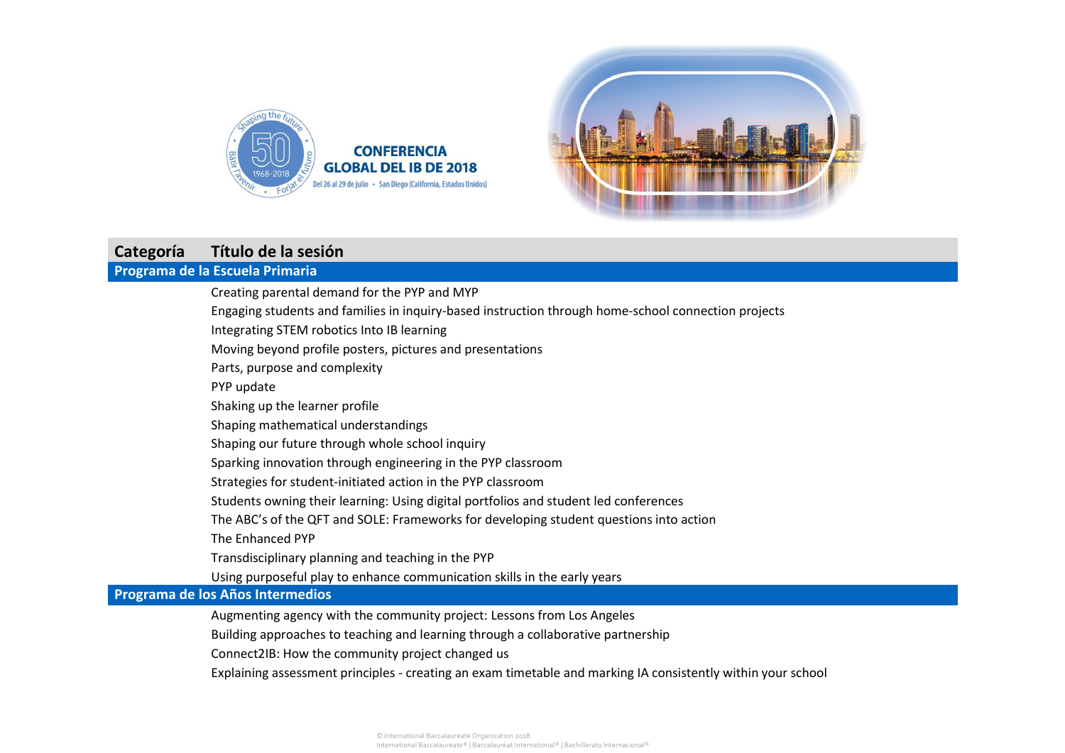# CONFERENCIA GLOBAL DEL IB DE 2018

Del 26 al 29 de julio • San Diego (California, Estados Unidos)

| Categoría | Título de la sesión |
|---|---|
| **Programa de la Escuela Primaria** | |
| | Creating parental demand for the PYP and MYP |
| | Engaging students and families in inquiry-based instruction through home-school connection projects |
| | Integrating STEM robotics Into IB learning |
| | Moving beyond profile posters, pictures and presentations |
| | Parts, purpose and complexity |
| | PYP update |
| | Shaking up the learner profile |
| | Shaping mathematical understandings |
| | Shaping our future through whole school inquiry |
| | Sparking innovation through engineering in the PYP classroom |
| | Strategies for student-initiated action in the PYP classroom |
| | Students owning their learning: Using digital portfolios and student led conferences |
| | The ABC's of the QFT and SOLE: Frameworks for developing student questions into action |
| | The Enhanced PYP |
| | Transdisciplinary planning and teaching in the PYP |
| | Using purposeful play to enhance communication skills in the early years |
| **Programa de los Años Intermedios** | |
| | Augmenting agency with the community project: Lessons from Los Angeles |
| | Building approaches to teaching and learning through a collaborative partnership |
| | Connect2IB: How the community project changed us |
| | Explaining assessment principles - creating an exam timetable and marking IA consistently within your school |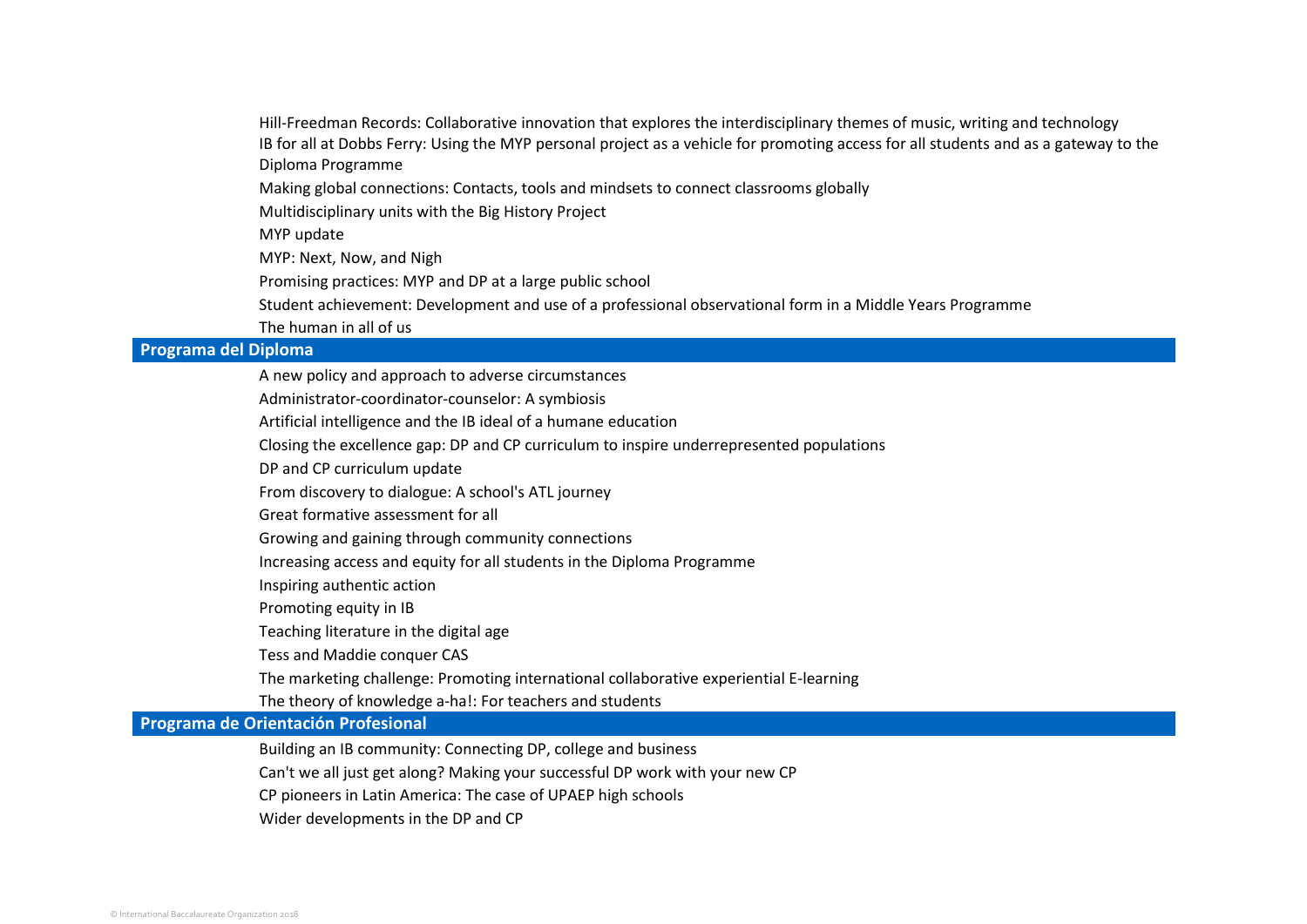Hill-Freedman Records: Collaborative innovation that explores the interdisciplinary themes of music, writing and technology

IB for all at Dobbs Ferry: Using the MYP personal project as a vehicle for promoting access for all students and as a gateway to the Diploma Programme

Making global connections: Contacts, tools and mindsets to connect classrooms globally

Multidisciplinary units with the Big History Project

MYP update

MYP: Next, Now, and Nigh

Promising practices: MYP and DP at a large public school

Student achievement: Development and use of a professional observational form in a Middle Years Programme

The human in all of us

## Programa del Diploma

A new policy and approach to adverse circumstances

Administrator-coordinator-counselor: A symbiosis

Artificial intelligence and the IB ideal of a humane education

Closing the excellence gap: DP and CP curriculum to inspire underrepresented populations

DP and CP curriculum update

From discovery to dialogue: A school's ATL journey

Great formative assessment for all

Growing and gaining through community connections

Increasing access and equity for all students in the Diploma Programme

Inspiring authentic action

Promoting equity in IB

Teaching literature in the digital age

Tess and Maddie conquer CAS

The marketing challenge: Promoting international collaborative experiential E-learning

The theory of knowledge a-ha!: For teachers and students

## Programa de Orientación Profesional

Building an IB community: Connecting DP, college and business

Can't we all just get along? Making your successful DP work with your new CP

CP pioneers in Latin America: The case of UPAEP high schools

Wider developments in the DP and CP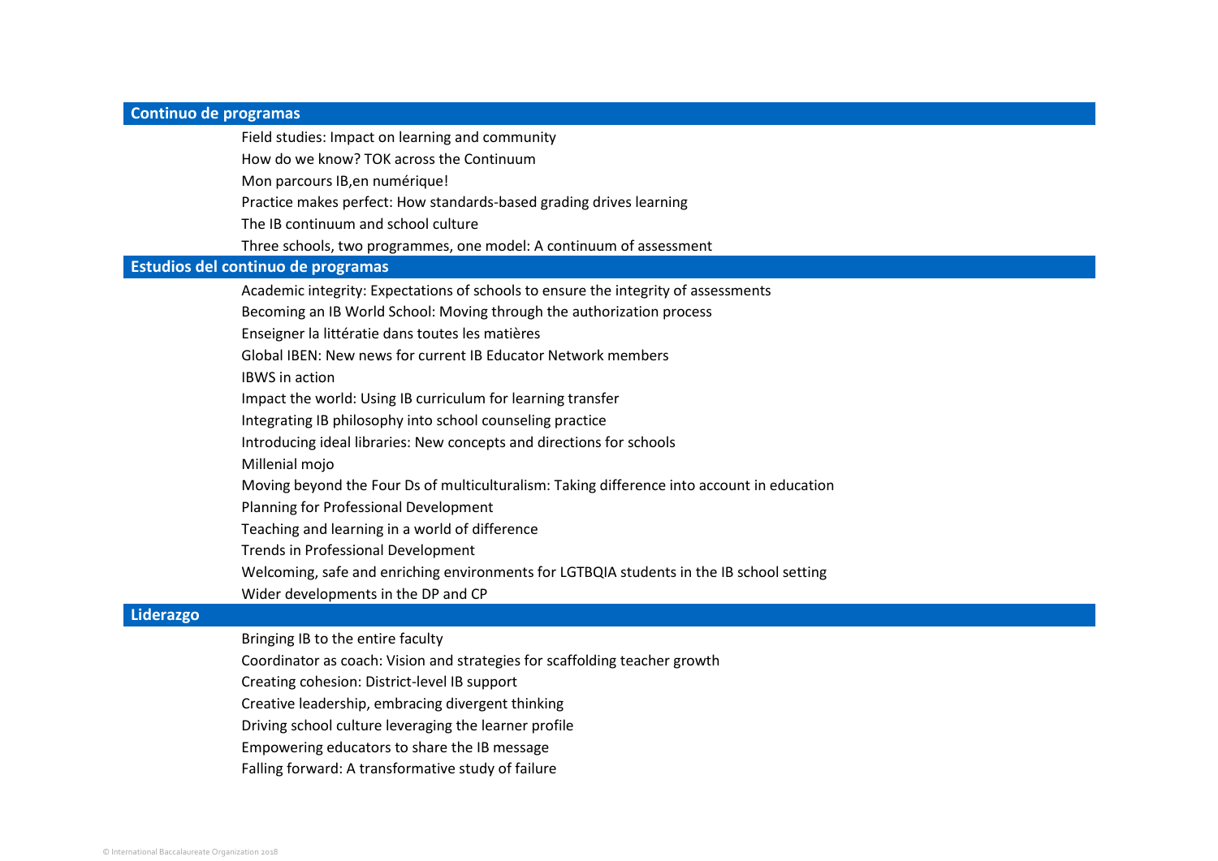## Continuo de programas

- Field studies: Impact on learning and community
- How do we know? TOK across the Continuum
- Mon parcours IB,en numérique!
- Practice makes perfect: How standards-based grading drives learning
- The IB continuum and school culture
- Three schools, two programmes, one model: A continuum of assessment

## Estudios del continuo de programas

- Academic integrity: Expectations of schools to ensure the integrity of assessments
- Becoming an IB World School: Moving through the authorization process
- Enseigner la littératie dans toutes les matières
- Global IBEN: New news for current IB Educator Network members
- IBWS in action
- Impact the world: Using IB curriculum for learning transfer
- Integrating IB philosophy into school counseling practice
- Introducing ideal libraries: New concepts and directions for schools
- Millenial mojo
- Moving beyond the Four Ds of multiculturalism: Taking difference into account in education
- Planning for Professional Development
- Teaching and learning in a world of difference
- Trends in Professional Development
- Welcoming, safe and enriching environments for LGTBQIA students in the IB school setting
- Wider developments in the DP and CP

## Liderazgo

- Bringing IB to the entire faculty
- Coordinator as coach: Vision and strategies for scaffolding teacher growth
- Creating cohesion: District-level IB support
- Creative leadership, embracing divergent thinking
- Driving school culture leveraging the learner profile
- Empowering educators to share the IB message
- Falling forward: A transformative study of failure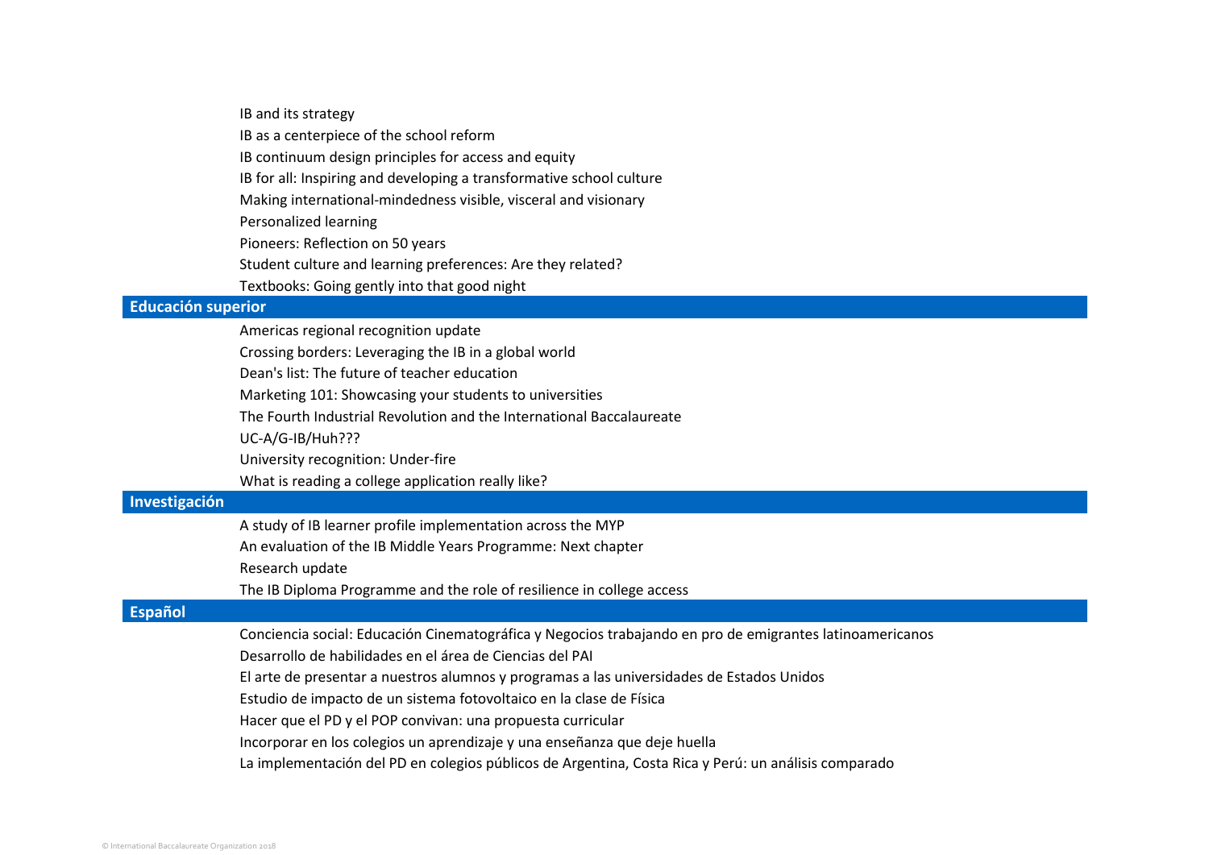IB and its strategy

IB as a centerpiece of the school reform

IB continuum design principles for access and equity

IB for all: Inspiring and developing a transformative school culture

Making international-mindedness visible, visceral and visionary

Personalized learning

Pioneers: Reflection on 50 years

Student culture and learning preferences: Are they related?

Textbooks: Going gently into that good night

## Educación superior

Americas regional recognition update

Crossing borders: Leveraging the IB in a global world

Dean's list: The future of teacher education

Marketing 101: Showcasing your students to universities

The Fourth Industrial Revolution and the International Baccalaureate

UC-A/G-IB/Huh???

University recognition: Under-fire

What is reading a college application really like?

## Investigación

A study of IB learner profile implementation across the MYP

An evaluation of the IB Middle Years Programme: Next chapter

Research update

The IB Diploma Programme and the role of resilience in college access

## Español

Conciencia social: Educación Cinematográfica y Negocios trabajando en pro de emigrantes latinoamericanos

Desarrollo de habilidades en el área de Ciencias del PAI

El arte de presentar a nuestros alumnos y programas a las universidades de Estados Unidos

Estudio de impacto de un sistema fotovoltaico en la clase de Física

Hacer que el PD y el POP convivan: una propuesta curricular

Incorporar en los colegios un aprendizaje y una enseñanza que deje huella

La implementación del PD en colegios públicos de Argentina, Costa Rica y Perú: un análisis comparado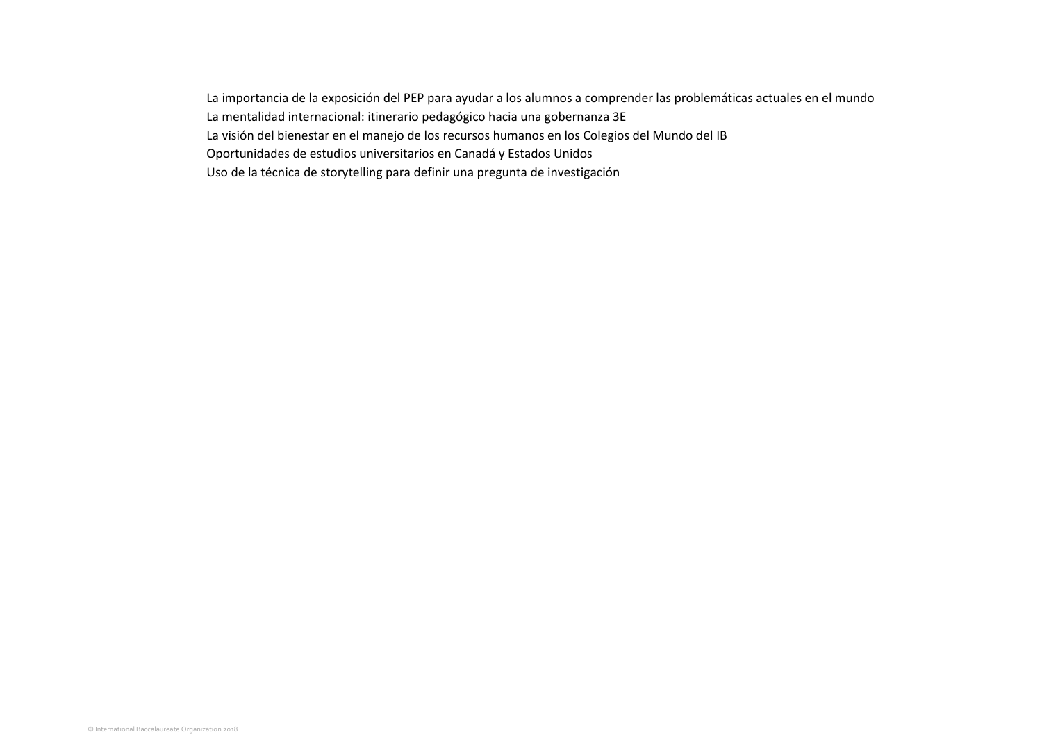La importancia de la exposición del PEP para ayudar a los alumnos a comprender las problemáticas actuales en el mundo
La mentalidad internacional: itinerario pedagógico hacia una gobernanza 3E
La visión del bienestar en el manejo de los recursos humanos en los Colegios del Mundo del IB
Oportunidades de estudios universitarios en Canadá y Estados Unidos
Uso de la técnica de storytelling para definir una pregunta de investigación